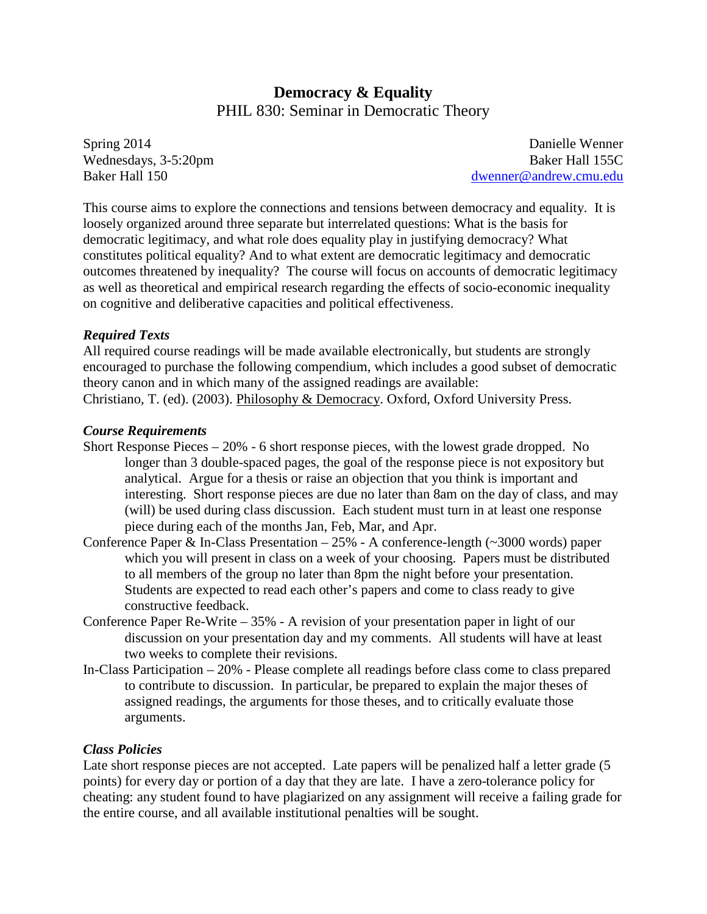# Democracy & Equality

## PHIL 830: Seminar in Democratic Theory

Spring 2014
Wednesdays, 3-5:20pm
Baker Hall 150

Danielle Wenner
Baker Hall 155C
dwenner@andrew.cmu.edu

This course aims to explore the connections and tensions between democracy and equality. It is loosely organized around three separate but interrelated questions: What is the basis for democratic legitimacy, and what role does equality play in justifying democracy? What constitutes political equality? And to what extent are democratic legitimacy and democratic outcomes threatened by inequality? The course will focus on accounts of democratic legitimacy as well as theoretical and empirical research regarding the effects of socio-economic inequality on cognitive and deliberative capacities and political effectiveness.

### *Required Texts*

All required course readings will be made available electronically, but students are strongly encouraged to purchase the following compendium, which includes a good subset of democratic theory canon and in which many of the assigned readings are available:
Christiano, T. (ed). (2003). Philosophy & Democracy. Oxford, Oxford University Press.

### *Course Requirements*

Short Response Pieces – 20% - 6 short response pieces, with the lowest grade dropped. No longer than 3 double-spaced pages, the goal of the response piece is not expository but analytical. Argue for a thesis or raise an objection that you think is important and interesting. Short response pieces are due no later than 8am on the day of class, and may (will) be used during class discussion. Each student must turn in at least one response piece during each of the months Jan, Feb, Mar, and Apr.

Conference Paper & In-Class Presentation – 25% - A conference-length (~3000 words) paper which you will present in class on a week of your choosing. Papers must be distributed to all members of the group no later than 8pm the night before your presentation. Students are expected to read each other's papers and come to class ready to give constructive feedback.

Conference Paper Re-Write – 35% - A revision of your presentation paper in light of our discussion on your presentation day and my comments. All students will have at least two weeks to complete their revisions.

In-Class Participation – 20% - Please complete all readings before class come to class prepared to contribute to discussion. In particular, be prepared to explain the major theses of assigned readings, the arguments for those theses, and to critically evaluate those arguments.

### *Class Policies*

Late short response pieces are not accepted. Late papers will be penalized half a letter grade (5 points) for every day or portion of a day that they are late. I have a zero-tolerance policy for cheating: any student found to have plagiarized on any assignment will receive a failing grade for the entire course, and all available institutional penalties will be sought.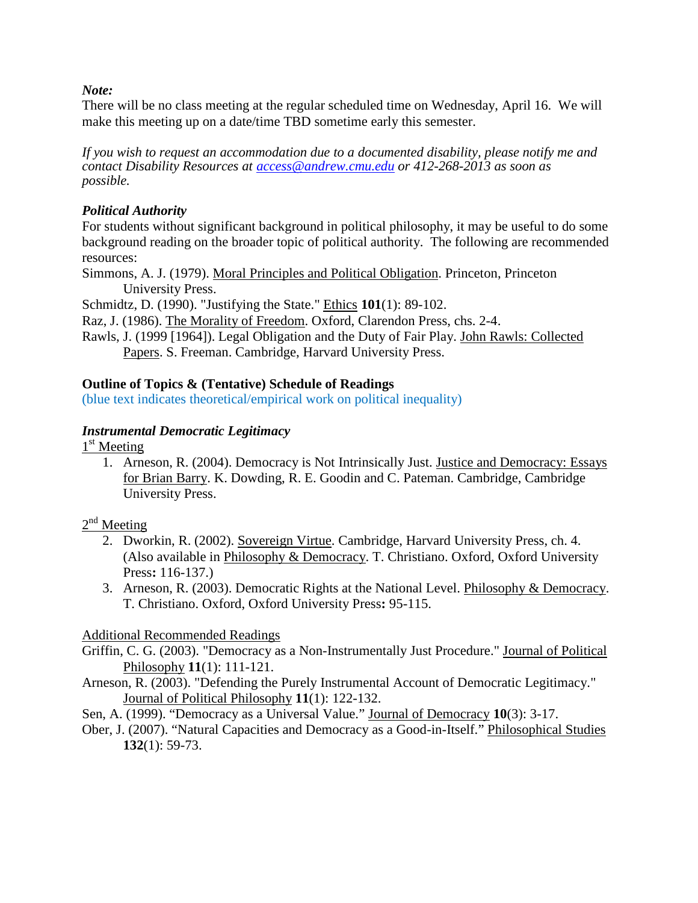***Note:***

There will be no class meeting at the regular scheduled time on Wednesday, April 16. We will make this meeting up on a date/time TBD sometime early this semester.

*If you wish to request an accommodation due to a documented disability, please notify me and contact Disability Resources at access@andrew.cmu.edu or 412-268-2013 as soon as possible.*

### *Political Authority*

For students without significant background in political philosophy, it may be useful to do some background reading on the broader topic of political authority. The following are recommended resources:

Simmons, A. J. (1979). Moral Principles and Political Obligation. Princeton, Princeton University Press.

Schmidtz, D. (1990). "Justifying the State." Ethics **101**(1): 89-102.

Raz, J. (1986). The Morality of Freedom. Oxford, Clarendon Press, chs. 2-4.

Rawls, J. (1999 [1964]). Legal Obligation and the Duty of Fair Play. John Rawls: Collected Papers. S. Freeman. Cambridge, Harvard University Press.

## Outline of Topics & (Tentative) Schedule of Readings

(blue text indicates theoretical/empirical work on political inequality)

### *Instrumental Democratic Legitimacy*

1st Meeting

1. Arneson, R. (2004). Democracy is Not Intrinsically Just. Justice and Democracy: Essays for Brian Barry. K. Dowding, R. E. Goodin and C. Pateman. Cambridge, Cambridge University Press.

2nd Meeting

2. Dworkin, R. (2002). Sovereign Virtue. Cambridge, Harvard University Press, ch. 4. (Also available in Philosophy & Democracy. T. Christiano. Oxford, Oxford University Press**:** 116-137.)
3. Arneson, R. (2003). Democratic Rights at the National Level. Philosophy & Democracy. T. Christiano. Oxford, Oxford University Press**:** 95-115.

Additional Recommended Readings

Griffin, C. G. (2003). "Democracy as a Non-Instrumentally Just Procedure." Journal of Political Philosophy **11**(1): 111-121.

Arneson, R. (2003). "Defending the Purely Instrumental Account of Democratic Legitimacy." Journal of Political Philosophy **11**(1): 122-132.

Sen, A. (1999). "Democracy as a Universal Value." Journal of Democracy **10**(3): 3-17.

Ober, J. (2007). "Natural Capacities and Democracy as a Good-in-Itself." Philosophical Studies **132**(1): 59-73.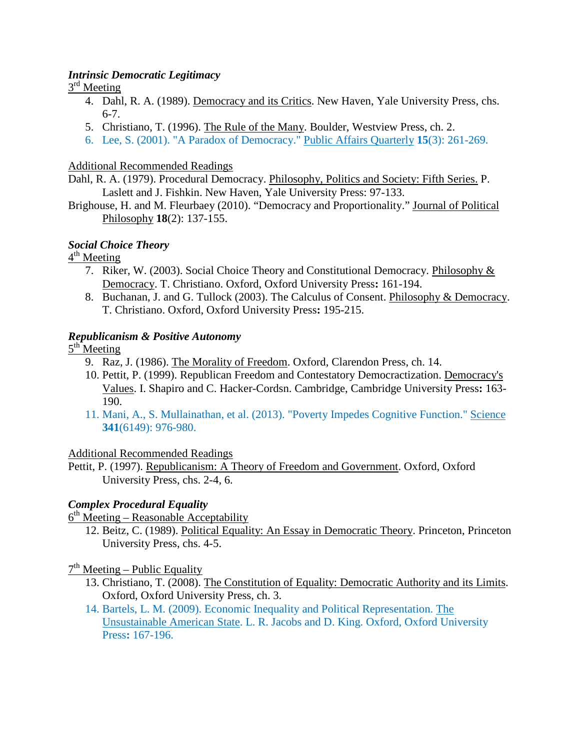***Intrinsic Democratic Legitimacy***

3rd Meeting

4. Dahl, R. A. (1989). Democracy and its Critics. New Haven, Yale University Press, chs. 6-7.
5. Christiano, T. (1996). The Rule of the Many. Boulder, Westview Press, ch. 2.
6. Lee, S. (2001). "A Paradox of Democracy." Public Affairs Quarterly **15**(3): 261-269.

Additional Recommended Readings

Dahl, R. A. (1979). Procedural Democracy. Philosophy, Politics and Society: Fifth Series. P. Laslett and J. Fishkin. New Haven, Yale University Press: 97-133.

Brighouse, H. and M. Fleurbaey (2010). "Democracy and Proportionality." Journal of Political Philosophy **18**(2): 137-155.

***Social Choice Theory***

4th Meeting

7. Riker, W. (2003). Social Choice Theory and Constitutional Democracy. Philosophy & Democracy. T. Christiano. Oxford, Oxford University Press**:** 161-194.
8. Buchanan, J. and G. Tullock (2003). The Calculus of Consent. Philosophy & Democracy. T. Christiano. Oxford, Oxford University Press**:** 195-215.

***Republicanism & Positive Autonomy***

5th Meeting

9. Raz, J. (1986). The Morality of Freedom. Oxford, Clarendon Press, ch. 14.
10. Pettit, P. (1999). Republican Freedom and Contestatory Democractization. Democracy's Values. I. Shapiro and C. Hacker-Cordsn. Cambridge, Cambridge University Press**:** 163-190.
11. Mani, A., S. Mullainathan, et al. (2013). "Poverty Impedes Cognitive Function." Science **341**(6149): 976-980.

Additional Recommended Readings

Pettit, P. (1997). Republicanism: A Theory of Freedom and Government. Oxford, Oxford University Press, chs. 2-4, 6.

***Complex Procedural Equality***

6th Meeting – Reasonable Acceptability

12. Beitz, C. (1989). Political Equality: An Essay in Democratic Theory. Princeton, Princeton University Press, chs. 4-5.

7th Meeting – Public Equality

13. Christiano, T. (2008). The Constitution of Equality: Democratic Authority and its Limits. Oxford, Oxford University Press, ch. 3.
14. Bartels, L. M. (2009). Economic Inequality and Political Representation. The Unsustainable American State. L. R. Jacobs and D. King. Oxford, Oxford University Press**:** 167-196.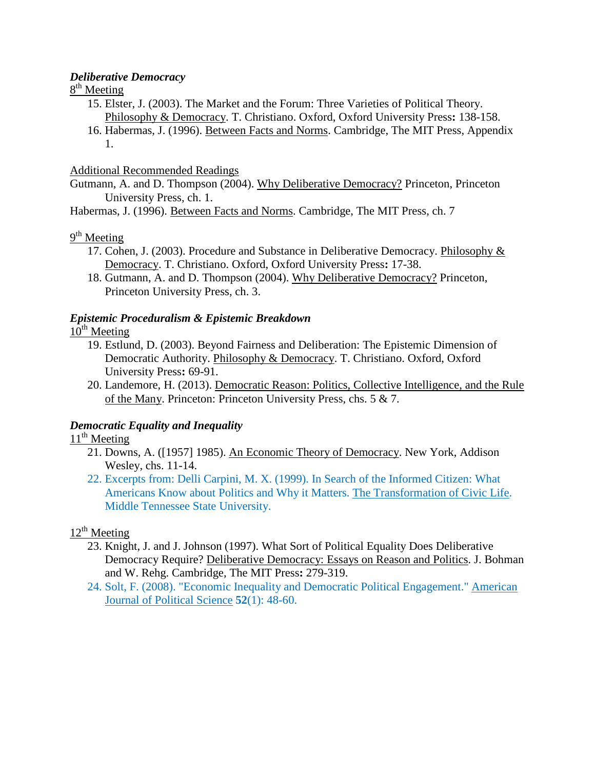***Deliberative Democracy***

8th Meeting

15. Elster, J. (2003). The Market and the Forum: Three Varieties of Political Theory. Philosophy & Democracy. T. Christiano. Oxford, Oxford University Press**:** 138-158.
16. Habermas, J. (1996). Between Facts and Norms. Cambridge, The MIT Press, Appendix 1.

Additional Recommended Readings

Gutmann, A. and D. Thompson (2004). Why Deliberative Democracy? Princeton, Princeton University Press, ch. 1.

Habermas, J. (1996). Between Facts and Norms. Cambridge, The MIT Press, ch. 7

9th Meeting

17. Cohen, J. (2003). Procedure and Substance in Deliberative Democracy. Philosophy & Democracy. T. Christiano. Oxford, Oxford University Press**:** 17-38.
18. Gutmann, A. and D. Thompson (2004). Why Deliberative Democracy? Princeton, Princeton University Press, ch. 3.

***Epistemic Proceduralism & Epistemic Breakdown***

10th Meeting

19. Estlund, D. (2003). Beyond Fairness and Deliberation: The Epistemic Dimension of Democratic Authority. Philosophy & Democracy. T. Christiano. Oxford, Oxford University Press**:** 69-91.
20. Landemore, H. (2013). Democratic Reason: Politics, Collective Intelligence, and the Rule of the Many. Princeton: Princeton University Press, chs. 5 & 7.

***Democratic Equality and Inequality***

11th Meeting

21. Downs, A. ([1957] 1985). An Economic Theory of Democracy. New York, Addison Wesley, chs. 11-14.
22. Excerpts from: Delli Carpini, M. X. (1999). In Search of the Informed Citizen: What Americans Know about Politics and Why it Matters. The Transformation of Civic Life. Middle Tennessee State University.

12th Meeting

23. Knight, J. and J. Johnson (1997). What Sort of Political Equality Does Deliberative Democracy Require? Deliberative Democracy: Essays on Reason and Politics. J. Bohman and W. Rehg. Cambridge, The MIT Press**:** 279-319.
24. Solt, F. (2008). "Economic Inequality and Democratic Political Engagement." American Journal of Political Science **52**(1): 48-60.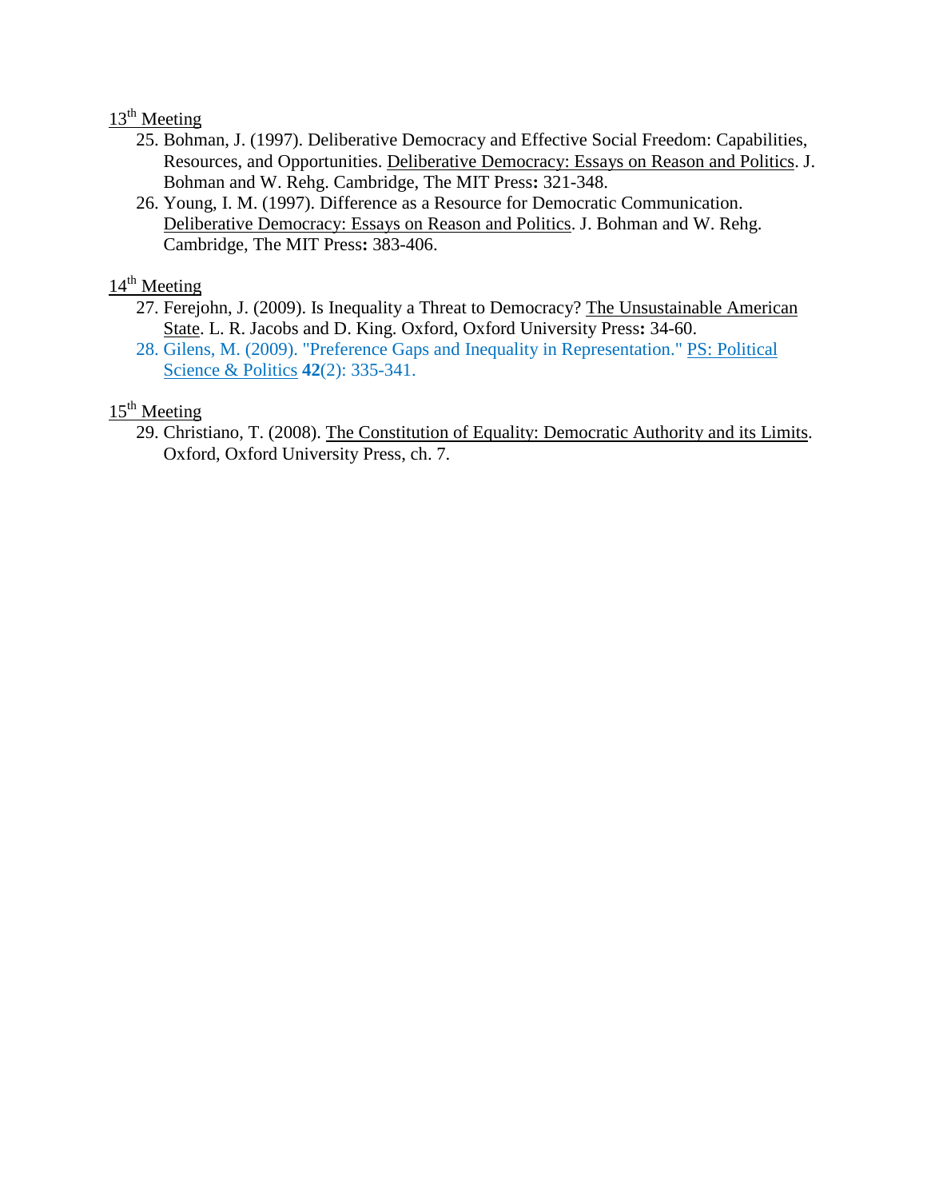13th Meeting

25. Bohman, J. (1997). Deliberative Democracy and Effective Social Freedom: Capabilities, Resources, and Opportunities. Deliberative Democracy: Essays on Reason and Politics. J. Bohman and W. Rehg. Cambridge, The MIT Press**:** 321-348.
26. Young, I. M. (1997). Difference as a Resource for Democratic Communication. Deliberative Democracy: Essays on Reason and Politics. J. Bohman and W. Rehg. Cambridge, The MIT Press**:** 383-406.

14th Meeting

27. Ferejohn, J. (2009). Is Inequality a Threat to Democracy? The Unsustainable American State. L. R. Jacobs and D. King. Oxford, Oxford University Press**:** 34-60.
28. Gilens, M. (2009). "Preference Gaps and Inequality in Representation." PS: Political Science & Politics **42**(2): 335-341.

15th Meeting

29. Christiano, T. (2008). The Constitution of Equality: Democratic Authority and its Limits. Oxford, Oxford University Press, ch. 7.